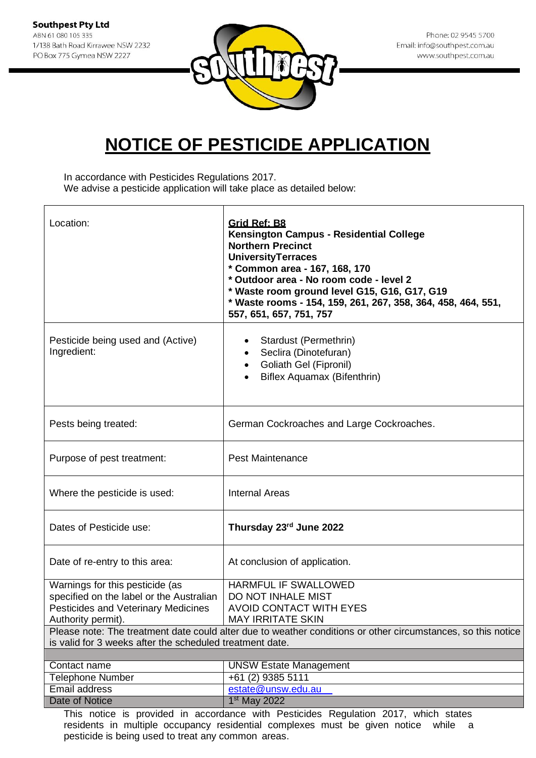**Southpest Pty Ltd**
ABN 61 080 105 335
1/138 Bath Road Kirrawee NSW 2232
PO Box 775 Gymea NSW 2227

Phone: 02 9545 5700
Email: info@southpest.com.au
www.southpest.com.au

# NOTICE OF PESTICIDE APPLICATION

In accordance with Pesticides Regulations 2017.
We advise a pesticide application will take place as detailed below:

| | |
|---|---|
| Location: | **Grid Ref: B8**<br>**Kensington Campus - Residential College**<br>**Northern Precinct**<br>**UniversityTerraces**<br>**\* Common area - 167, 168, 170**<br>**\* Outdoor area - No room code - level 2**<br>**\* Waste room ground level G15, G16, G17, G19**<br>**\* Waste rooms - 154, 159, 261, 267, 358, 364, 458, 464, 551, 557, 651, 657, 751, 757** |
| Pesticide being used and (Active) Ingredient: | • Stardust (Permethrin)<br>• Seclira (Dinotefuran)<br>• Goliath Gel (Fipronil)<br>• Biflex Aquamax (Bifenthrin) |
| Pests being treated: | German Cockroaches and Large Cockroaches. |
| Purpose of pest treatment: | Pest Maintenance |
| Where the pesticide is used: | Internal Areas |
| Dates of Pesticide use: | **Thursday 23rd June 2022** |
| Date of re-entry to this area: | At conclusion of application. |
| Warnings for this pesticide (as specified on the label or the Australian Pesticides and Veterinary Medicines Authority permit). | HARMFUL IF SWALLOWED<br>DO NOT INHALE MIST<br>AVOID CONTACT WITH EYES<br>MAY IRRITATE SKIN |
| Please note: The treatment date could alter due to weather conditions or other circumstances, so this notice is valid for 3 weeks after the scheduled treatment date. | |
| Contact name | UNSW Estate Management |
| Telephone Number | +61 (2) 9385 5111 |
| Email address | estate@unsw.edu.au |
| Date of Notice | 1st May 2022 |

This notice is provided in accordance with Pesticides Regulation 2017, which states residents in multiple occupancy residential complexes must be given notice while a pesticide is being used to treat any common areas.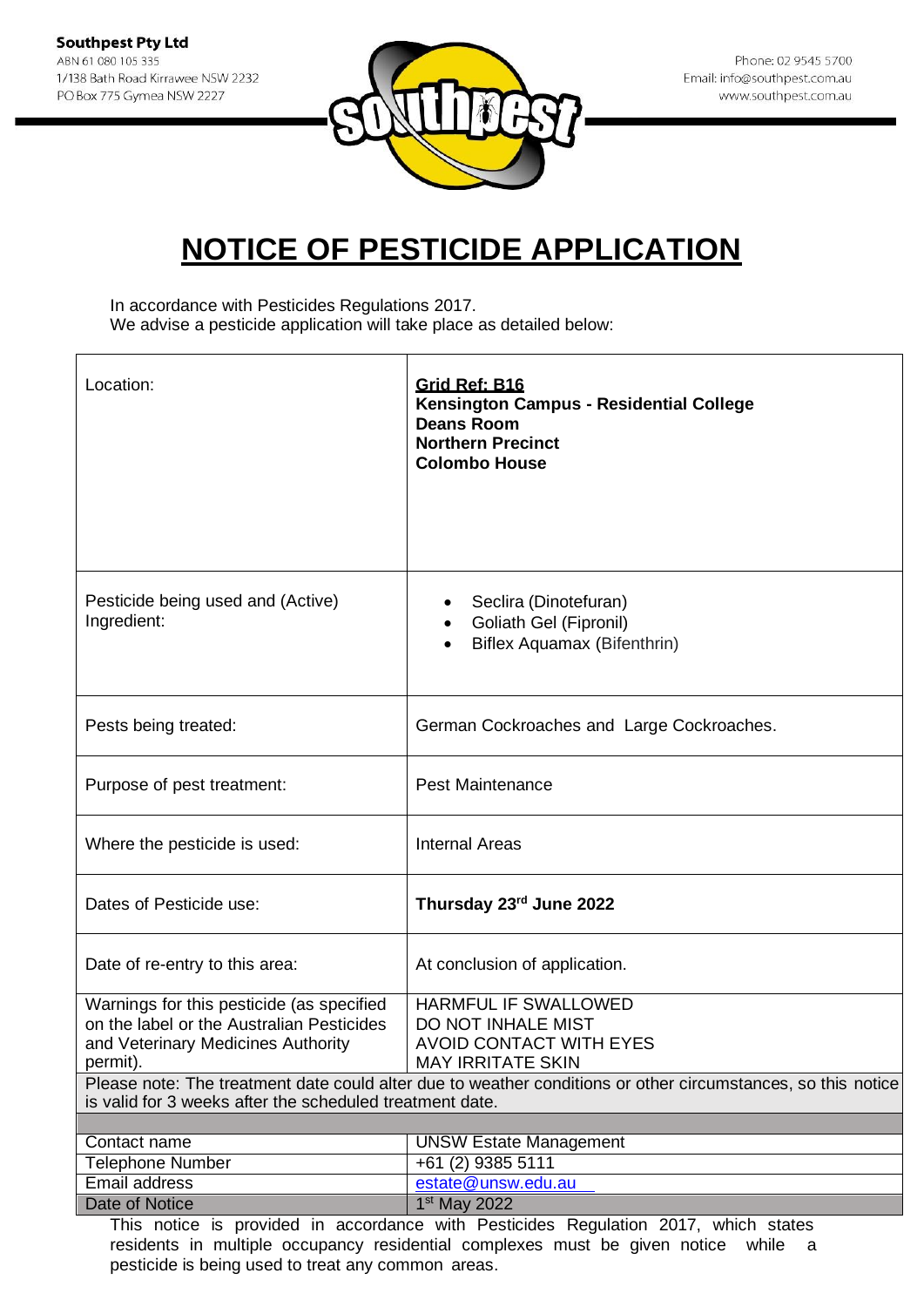**Southpest Pty Ltd**
ABN 61 080 105 335
1/138 Bath Road Kirrawee NSW 2232
PO Box 775 Gymea NSW 2227

Phone: 02 9545 5700
Email: info@southpest.com.au
www.southpest.com.au

# NOTICE OF PESTICIDE APPLICATION

In accordance with Pesticides Regulations 2017.
We advise a pesticide application will take place as detailed below:

| | |
|---|---|
| Location: | **Grid Ref: B16**<br>**Kensington Campus - Residential College**<br>**Deans Room**<br>**Northern Precinct**<br>**Colombo House** |
| Pesticide being used and (Active) Ingredient: | • Seclira (Dinotefuran)<br>• Goliath Gel (Fipronil)<br>• Biflex Aquamax (Bifenthrin) |
| Pests being treated: | German Cockroaches and Large Cockroaches. |
| Purpose of pest treatment: | Pest Maintenance |
| Where the pesticide is used: | Internal Areas |
| Dates of Pesticide use: | **Thursday 23rd June 2022** |
| Date of re-entry to this area: | At conclusion of application. |
| Warnings for this pesticide (as specified on the label or the Australian Pesticides and Veterinary Medicines Authority permit). | HARMFUL IF SWALLOWED<br>DO NOT INHALE MIST<br>AVOID CONTACT WITH EYES<br>MAY IRRITATE SKIN |
| Please note: The treatment date could alter due to weather conditions or other circumstances, so this notice is valid for 3 weeks after the scheduled treatment date. | |
| | |
| Contact name | UNSW Estate Management |
| Telephone Number | +61 (2) 9385 5111 |
| Email address | estate@unsw.edu.au |
| Date of Notice | 1st May 2022 |

This notice is provided in accordance with Pesticides Regulation 2017, which states residents in multiple occupancy residential complexes must be given notice while a pesticide is being used to treat any common areas.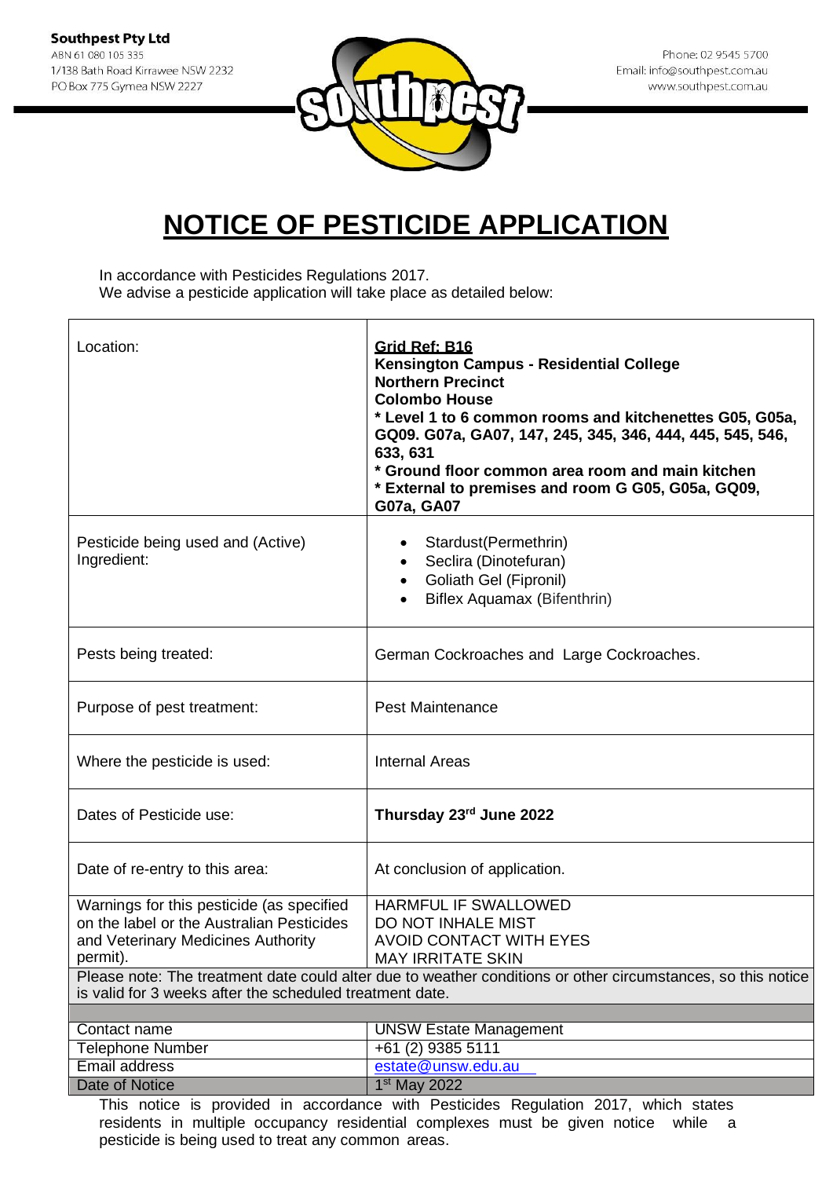**Southpest Pty Ltd**
ABN 61 080 105 335
1/138 Bath Road Kirrawee NSW 2232
PO Box 775 Gymea NSW 2227

Phone: 02 9545 5700
Email: info@southpest.com.au
www.southpest.com.au

# NOTICE OF PESTICIDE APPLICATION

In accordance with Pesticides Regulations 2017.
We advise a pesticide application will take place as detailed below:

| | |
|---|---|
| Location: | **Grid Ref: B16**<br>**Kensington Campus - Residential College**<br>**Northern Precinct**<br>**Colombo House**<br>**\* Level 1 to 6 common rooms and kitchenettes G05, G05a, GQ09. G07a, GA07, 147, 245, 345, 346, 444, 445, 545, 546, 633, 631**<br>**\* Ground floor common area room and main kitchen**<br>**\* External to premises and room G G05, G05a, GQ09, G07a, GA07** |
| Pesticide being used and (Active) Ingredient: | • Stardust(Permethrin)<br>• Seclira (Dinotefuran)<br>• Goliath Gel (Fipronil)<br>• Biflex Aquamax (Bifenthrin) |
| Pests being treated: | German Cockroaches and Large Cockroaches. |
| Purpose of pest treatment: | Pest Maintenance |
| Where the pesticide is used: | Internal Areas |
| Dates of Pesticide use: | **Thursday 23rd June 2022** |
| Date of re-entry to this area: | At conclusion of application. |
| Warnings for this pesticide (as specified on the label or the Australian Pesticides and Veterinary Medicines Authority permit). | HARMFUL IF SWALLOWED<br>DO NOT INHALE MIST<br>AVOID CONTACT WITH EYES<br>MAY IRRITATE SKIN |
| Please note: The treatment date could alter due to weather conditions or other circumstances, so this notice is valid for 3 weeks after the scheduled treatment date. | |
| | |
| Contact name | UNSW Estate Management |
| Telephone Number | +61 (2) 9385 5111 |
| Email address | estate@unsw.edu.au |
| Date of Notice | 1st May 2022 |

This notice is provided in accordance with Pesticides Regulation 2017, which states residents in multiple occupancy residential complexes must be given notice while a pesticide is being used to treat any common areas.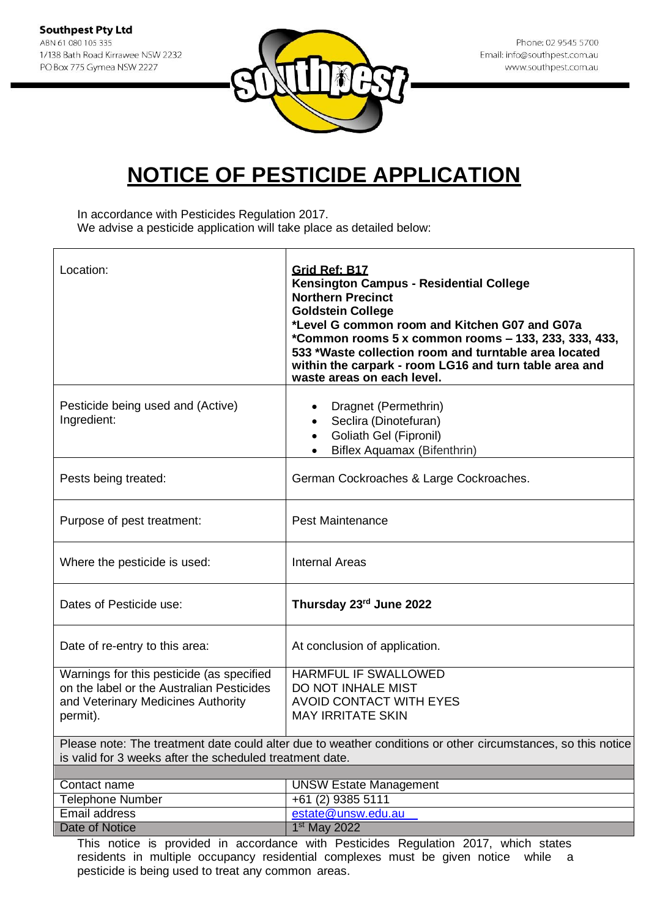**Southpest Pty Ltd**
ABN 61 080 105 335
1/138 Bath Road Kirrawee NSW 2232
PO Box 775 Gymea NSW 2227

Phone: 02 9545 5700
Email: info@southpest.com.au
www.southpest.com.au

# NOTICE OF PESTICIDE APPLICATION

In accordance with Pesticides Regulation 2017.
We advise a pesticide application will take place as detailed below:

| | |
|---|---|
| Location: | **Grid Ref: B17**<br>**Kensington Campus - Residential College**<br>**Northern Precinct**<br>**Goldstein College**<br>**\*Level G common room and Kitchen G07 and G07a**<br>**\*Common rooms 5 x common rooms – 133, 233, 333, 433, 533 \*Waste collection room and turntable area located within the carpark - room LG16 and turn table area and waste areas on each level.** |
| Pesticide being used and (Active) Ingredient: | • Dragnet (Permethrin)<br>• Seclira (Dinotefuran)<br>• Goliath Gel (Fipronil)<br>• Biflex Aquamax (Bifenthrin) |
| Pests being treated: | German Cockroaches & Large Cockroaches. |
| Purpose of pest treatment: | Pest Maintenance |
| Where the pesticide is used: | Internal Areas |
| Dates of Pesticide use: | **Thursday 23rd June 2022** |
| Date of re-entry to this area: | At conclusion of application. |
| Warnings for this pesticide (as specified on the label or the Australian Pesticides and Veterinary Medicines Authority permit). | HARMFUL IF SWALLOWED<br>DO NOT INHALE MIST<br>AVOID CONTACT WITH EYES<br>MAY IRRITATE SKIN |
| Please note: The treatment date could alter due to weather conditions or other circumstances, so this notice is valid for 3 weeks after the scheduled treatment date. | |

| | |
|---|---|
| Contact name | UNSW Estate Management |
| Telephone Number | +61 (2) 9385 5111 |
| Email address | estate@unsw.edu.au |
| Date of Notice | 1st May 2022 |

This notice is provided in accordance with Pesticides Regulation 2017, which states residents in multiple occupancy residential complexes must be given notice while a pesticide is being used to treat any common areas.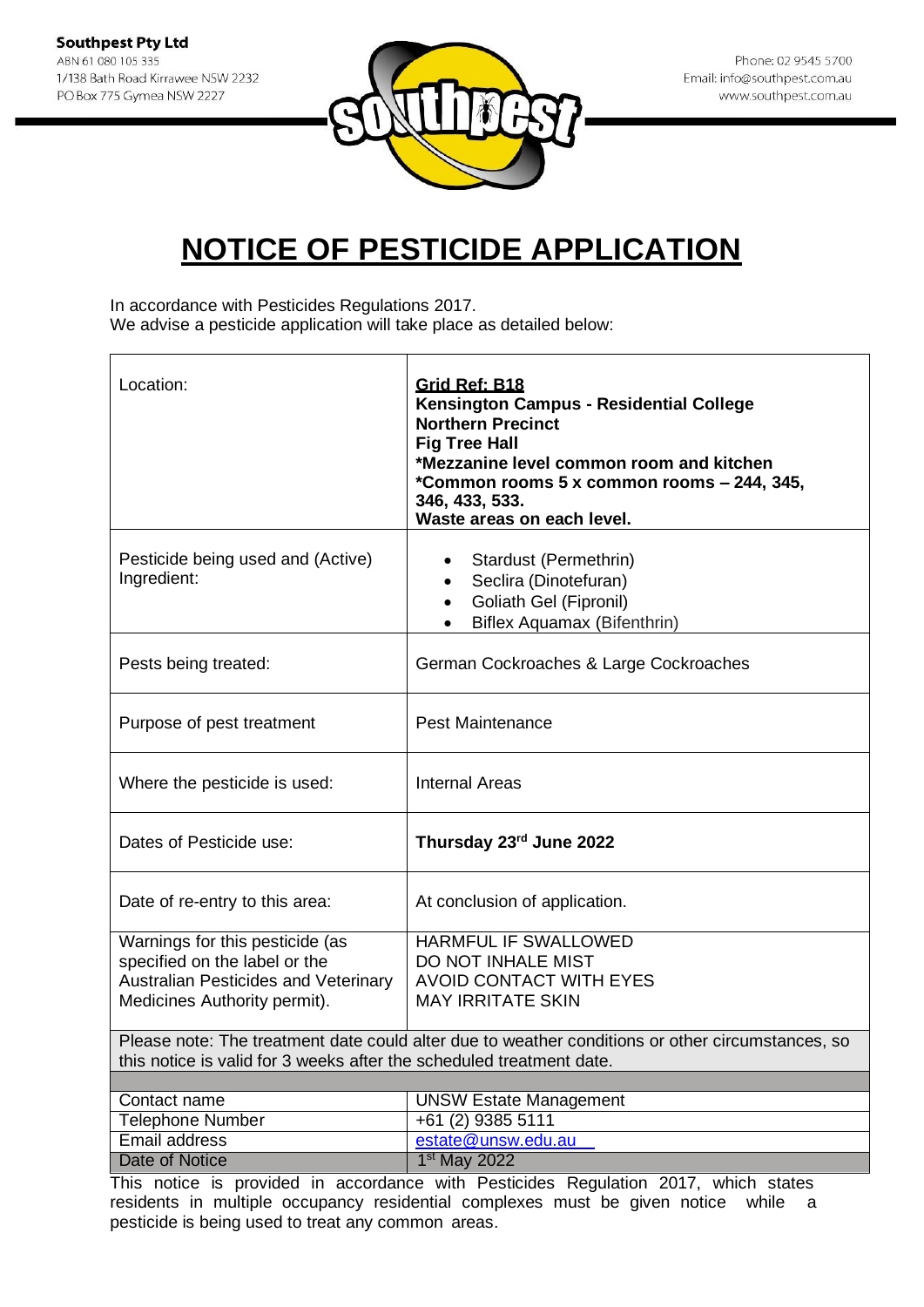**Southpest Pty Ltd**
ABN 61 080 105 335
1/138 Bath Road Kirrawee NSW 2232
PO Box 775 Gymea NSW 2227

Phone: 02 9545 5700
Email: info@southpest.com.au
www.southpest.com.au

# NOTICE OF PESTICIDE APPLICATION

In accordance with Pesticides Regulations 2017.
We advise a pesticide application will take place as detailed below:

| | |
|---|---|
| Location: | **Grid Ref: B18**<br>**Kensington Campus - Residential College**<br>**Northern Precinct**<br>**Fig Tree Hall**<br>**\*Mezzanine level common room and kitchen**<br>**\*Common rooms 5 x common rooms – 244, 345, 346, 433, 533.**<br>**Waste areas on each level.** |
| Pesticide being used and (Active) Ingredient: | • Stardust (Permethrin)<br>• Seclira (Dinotefuran)<br>• Goliath Gel (Fipronil)<br>• Biflex Aquamax (Bifenthrin) |
| Pests being treated: | German Cockroaches & Large Cockroaches |
| Purpose of pest treatment | Pest Maintenance |
| Where the pesticide is used: | Internal Areas |
| Dates of Pesticide use: | **Thursday 23rd June 2022** |
| Date of re-entry to this area: | At conclusion of application. |
| Warnings for this pesticide (as specified on the label or the Australian Pesticides and Veterinary Medicines Authority permit). | HARMFUL IF SWALLOWED<br>DO NOT INHALE MIST<br>AVOID CONTACT WITH EYES<br>MAY IRRITATE SKIN |

Please note: The treatment date could alter due to weather conditions or other circumstances, so this notice is valid for 3 weeks after the scheduled treatment date.

| | |
|---|---|
| Contact name | UNSW Estate Management |
| Telephone Number | +61 (2) 9385 5111 |
| Email address | estate@unsw.edu.au |
| Date of Notice | 1st May 2022 |

This notice is provided in accordance with Pesticides Regulation 2017, which states residents in multiple occupancy residential complexes must be given notice while a pesticide is being used to treat any common areas.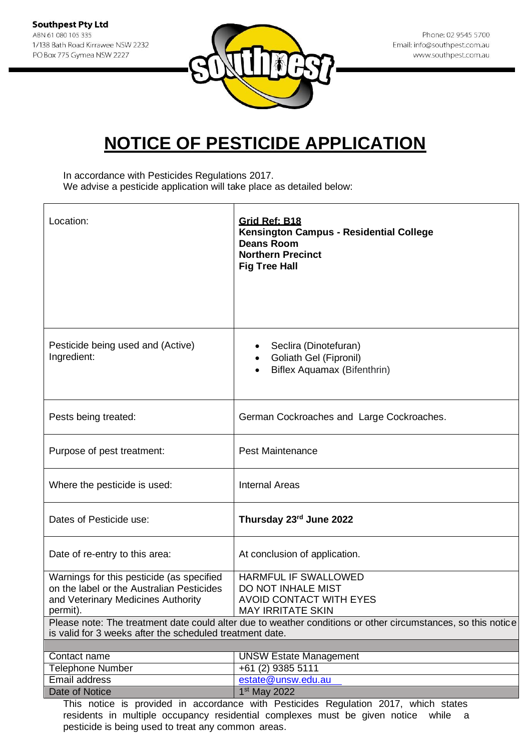**Southpest Pty Ltd**
ABN 61 080 105 335
1/138 Bath Road Kirrawee NSW 2232
PO Box 775 Gymea NSW 2227

Phone: 02 9545 5700
Email: info@southpest.com.au
www.southpest.com.au

# NOTICE OF PESTICIDE APPLICATION

In accordance with Pesticides Regulations 2017.
We advise a pesticide application will take place as detailed below:

| | |
|---|---|
| Location: | **Grid Ref: B18**<br>**Kensington Campus - Residential College**<br>**Deans Room**<br>**Northern Precinct**<br>**Fig Tree Hall** |
| Pesticide being used and (Active) Ingredient: | • Seclira (Dinotefuran)<br>• Goliath Gel (Fipronil)<br>• Biflex Aquamax (Bifenthrin) |
| Pests being treated: | German Cockroaches and Large Cockroaches. |
| Purpose of pest treatment: | Pest Maintenance |
| Where the pesticide is used: | Internal Areas |
| Dates of Pesticide use: | **Thursday 23rd June 2022** |
| Date of re-entry to this area: | At conclusion of application. |
| Warnings for this pesticide (as specified on the label or the Australian Pesticides and Veterinary Medicines Authority permit). | HARMFUL IF SWALLOWED<br>DO NOT INHALE MIST<br>AVOID CONTACT WITH EYES<br>MAY IRRITATE SKIN |
| Please note: The treatment date could alter due to weather conditions or other circumstances, so this notice is valid for 3 weeks after the scheduled treatment date. | |
| | |
| Contact name | UNSW Estate Management |
| Telephone Number | +61 (2) 9385 5111 |
| Email address | estate@unsw.edu.au |
| Date of Notice | 1st May 2022 |

This notice is provided in accordance with Pesticides Regulation 2017, which states residents in multiple occupancy residential complexes must be given notice while a pesticide is being used to treat any common areas.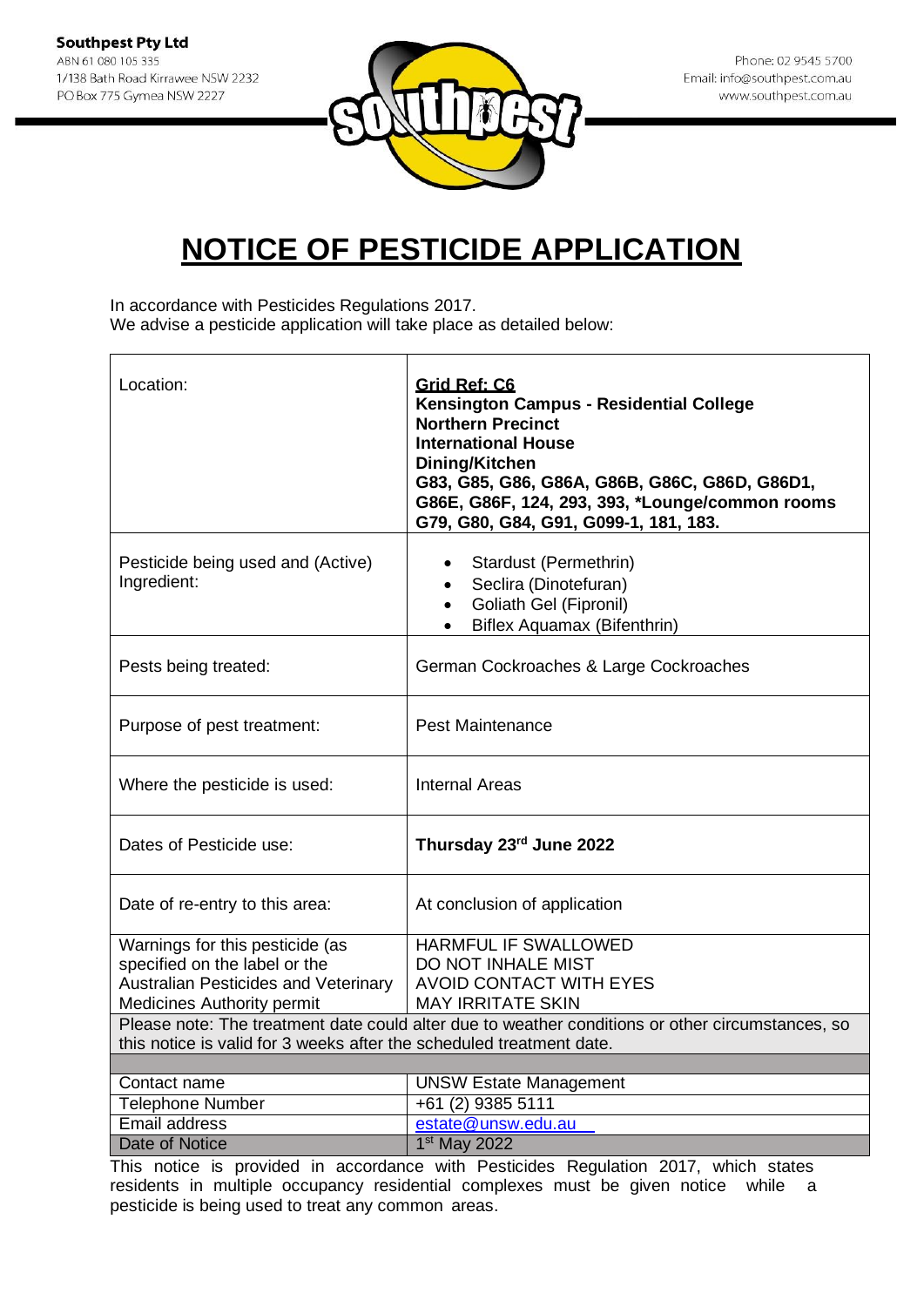**Southpest Pty Ltd**
ABN 61 080 105 335
1/138 Bath Road Kirrawee NSW 2232
PO Box 775 Gymea NSW 2227

Phone: 02 9545 5700
Email: info@southpest.com.au
www.southpest.com.au

# NOTICE OF PESTICIDE APPLICATION

In accordance with Pesticides Regulations 2017.
We advise a pesticide application will take place as detailed below:

| | |
|---|---|
| Location: | **Grid Ref: C6**<br>**Kensington Campus - Residential College**<br>**Northern Precinct**<br>**International House**<br>**Dining/Kitchen**<br>**G83, G85, G86, G86A, G86B, G86C, G86D, G86D1, G86E, G86F, 124, 293, 393, *Lounge/common rooms G79, G80, G84, G91, G099-1, 181, 183.** |
| Pesticide being used and (Active) Ingredient: | • Stardust (Permethrin)<br>• Seclira (Dinotefuran)<br>• Goliath Gel (Fipronil)<br>• Biflex Aquamax (Bifenthrin) |
| Pests being treated: | German Cockroaches & Large Cockroaches |
| Purpose of pest treatment: | Pest Maintenance |
| Where the pesticide is used: | Internal Areas |
| Dates of Pesticide use: | **Thursday 23rd June 2022** |
| Date of re-entry to this area: | At conclusion of application |
| Warnings for this pesticide (as specified on the label or the Australian Pesticides and Veterinary Medicines Authority permit | HARMFUL IF SWALLOWED<br>DO NOT INHALE MIST<br>AVOID CONTACT WITH EYES<br>MAY IRRITATE SKIN |
| Please note: The treatment date could alter due to weather conditions or other circumstances, so this notice is valid for 3 weeks after the scheduled treatment date. | |
| | |
| Contact name | UNSW Estate Management |
| Telephone Number | +61 (2) 9385 5111 |
| Email address | estate@unsw.edu.au |
| Date of Notice | 1st May 2022 |

This notice is provided in accordance with Pesticides Regulation 2017, which states residents in multiple occupancy residential complexes must be given notice while a pesticide is being used to treat any common areas.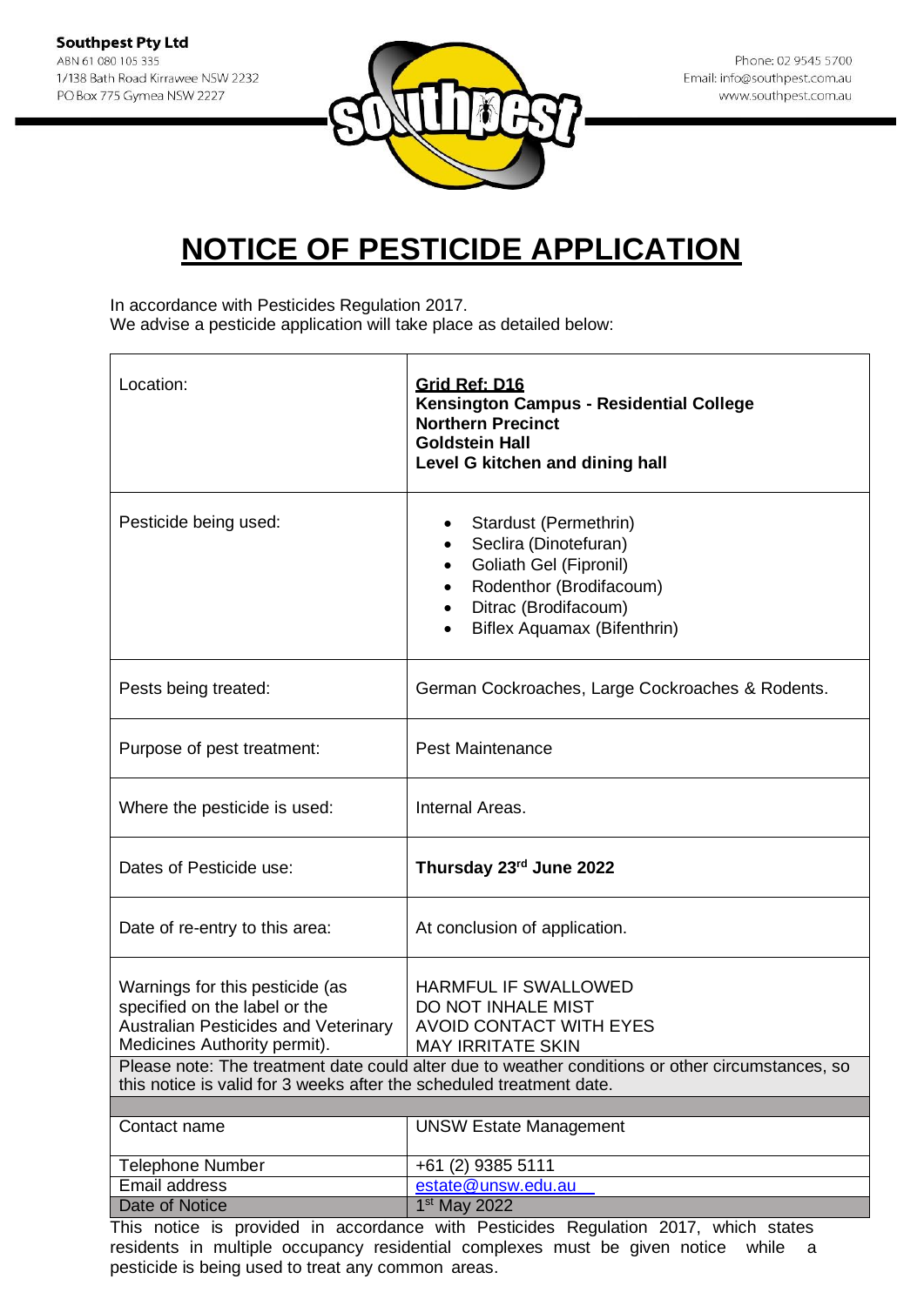**Southpest Pty Ltd**
ABN 61 080 105 335
1/138 Bath Road Kirrawee NSW 2232
PO Box 775 Gymea NSW 2227

Phone: 02 9545 5700
Email: info@southpest.com.au
www.southpest.com.au

# NOTICE OF PESTICIDE APPLICATION

In accordance with Pesticides Regulation 2017.
We advise a pesticide application will take place as detailed below:

| | |
|---|---|
| Location: | **Grid Ref: D16**<br>**Kensington Campus - Residential College**<br>**Northern Precinct**<br>**Goldstein Hall**<br>**Level G kitchen and dining hall** |
| Pesticide being used: | • Stardust (Permethrin)<br>• Seclira (Dinotefuran)<br>• Goliath Gel (Fipronil)<br>• Rodenthor (Brodifacoum)<br>• Ditrac (Brodifacoum)<br>• Biflex Aquamax (Bifenthrin) |
| Pests being treated: | German Cockroaches, Large Cockroaches & Rodents. |
| Purpose of pest treatment: | Pest Maintenance |
| Where the pesticide is used: | Internal Areas. |
| Dates of Pesticide use: | **Thursday 23rd June 2022** |
| Date of re-entry to this area: | At conclusion of application. |
| Warnings for this pesticide (as specified on the label or the Australian Pesticides and Veterinary Medicines Authority permit). | HARMFUL IF SWALLOWED<br>DO NOT INHALE MIST<br>AVOID CONTACT WITH EYES<br>MAY IRRITATE SKIN |
| Please note: The treatment date could alter due to weather conditions or other circumstances, so this notice is valid for 3 weeks after the scheduled treatment date. | |
| | |
| Contact name | UNSW Estate Management |
| Telephone Number | +61 (2) 9385 5111 |
| Email address | estate@unsw.edu.au |
| Date of Notice | 1st May 2022 |

This notice is provided in accordance with Pesticides Regulation 2017, which states residents in multiple occupancy residential complexes must be given notice while a pesticide is being used to treat any common areas.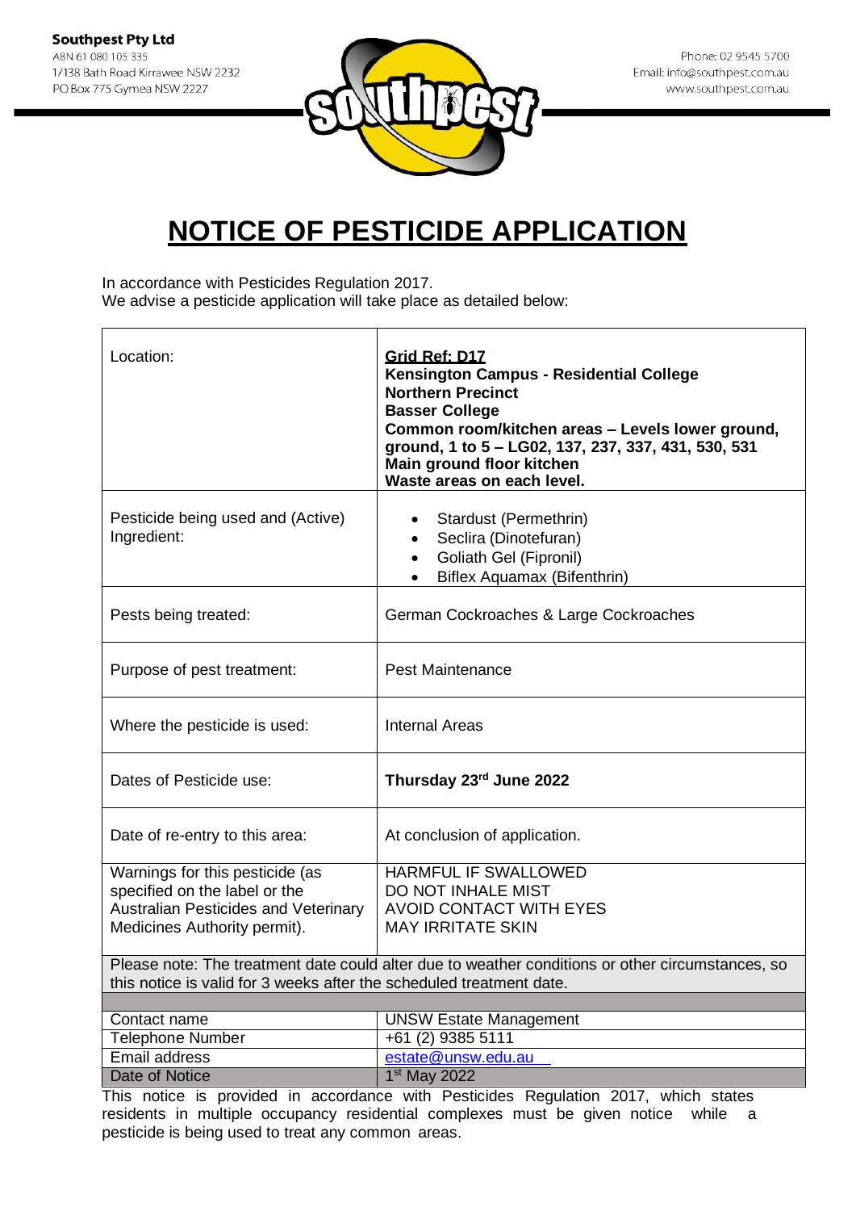**Southpest Pty Ltd**
ABN 61 080 105 335
1/138 Bath Road Kirrawee NSW 2232
PO Box 775 Gymea NSW 2227

Phone: 02 9545 5700
Email: info@southpest.com.au
www.southpest.com.au

# NOTICE OF PESTICIDE APPLICATION

In accordance with Pesticides Regulation 2017.
We advise a pesticide application will take place as detailed below:

| | |
|---|---|
| Location: | **Grid Ref: D17**<br>**Kensington Campus - Residential College**<br>**Northern Precinct**<br>**Basser College**<br>**Common room/kitchen areas – Levels lower ground, ground, 1 to 5 – LG02, 137, 237, 337, 431, 530, 531**<br>**Main ground floor kitchen**<br>**Waste areas on each level.** |
| Pesticide being used and (Active) Ingredient: | • Stardust (Permethrin)<br>• Seclira (Dinotefuran)<br>• Goliath Gel (Fipronil)<br>• Biflex Aquamax (Bifenthrin) |
| Pests being treated: | German Cockroaches & Large Cockroaches |
| Purpose of pest treatment: | Pest Maintenance |
| Where the pesticide is used: | Internal Areas |
| Dates of Pesticide use: | **Thursday 23rd June 2022** |
| Date of re-entry to this area: | At conclusion of application. |
| Warnings for this pesticide (as specified on the label or the Australian Pesticides and Veterinary Medicines Authority permit). | HARMFUL IF SWALLOWED<br>DO NOT INHALE MIST<br>AVOID CONTACT WITH EYES<br>MAY IRRITATE SKIN |
| Please note: The treatment date could alter due to weather conditions or other circumstances, so this notice is valid for 3 weeks after the scheduled treatment date. | |
| Contact name | UNSW Estate Management |
| Telephone Number | +61 (2) 9385 5111 |
| Email address | estate@unsw.edu.au |
| Date of Notice | 1st May 2022 |

This notice is provided in accordance with Pesticides Regulation 2017, which states residents in multiple occupancy residential complexes must be given notice while a pesticide is being used to treat any common areas.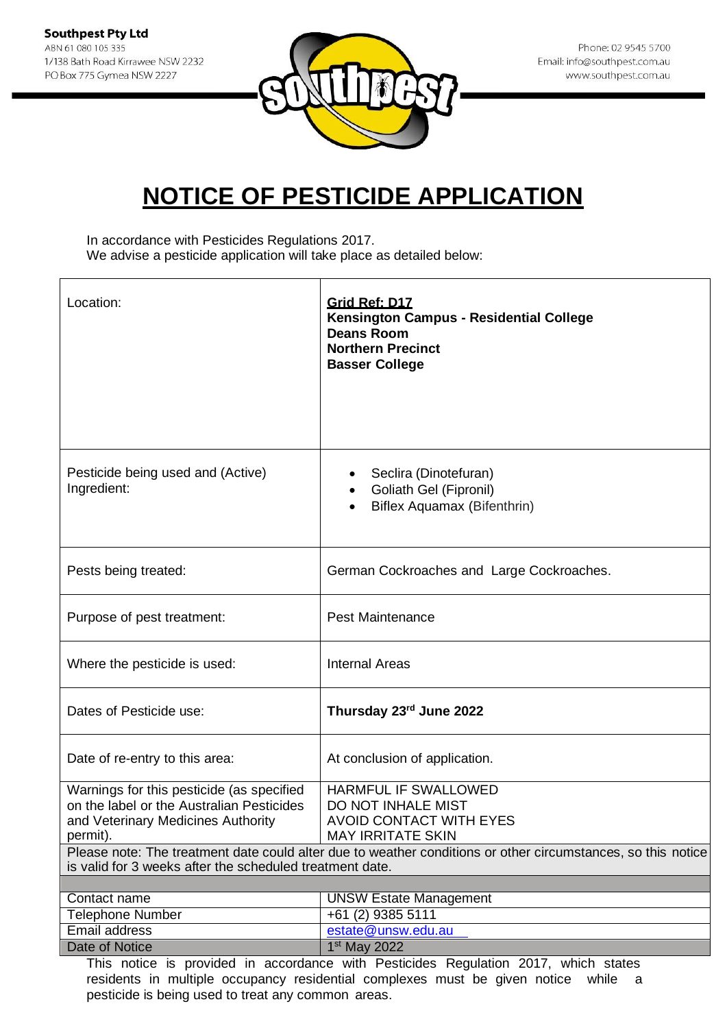**Southpest Pty Ltd**
ABN 61 080 105 335
1/138 Bath Road Kirrawee NSW 2232
PO Box 775 Gymea NSW 2227

Phone: 02 9545 5700
Email: info@southpest.com.au
www.southpest.com.au

# NOTICE OF PESTICIDE APPLICATION

In accordance with Pesticides Regulations 2017.
We advise a pesticide application will take place as detailed below:

| | |
|---|---|
| Location: | **Grid Ref: D17**<br>**Kensington Campus - Residential College**<br>**Deans Room**<br>**Northern Precinct**<br>**Basser College** |
| Pesticide being used and (Active) Ingredient: | • Seclira (Dinotefuran)<br>• Goliath Gel (Fipronil)<br>• Biflex Aquamax (Bifenthrin) |
| Pests being treated: | German Cockroaches and Large Cockroaches. |
| Purpose of pest treatment: | Pest Maintenance |
| Where the pesticide is used: | Internal Areas |
| Dates of Pesticide use: | **Thursday 23rd June 2022** |
| Date of re-entry to this area: | At conclusion of application. |
| Warnings for this pesticide (as specified on the label or the Australian Pesticides and Veterinary Medicines Authority permit). | HARMFUL IF SWALLOWED<br>DO NOT INHALE MIST<br>AVOID CONTACT WITH EYES<br>MAY IRRITATE SKIN |
| Please note: The treatment date could alter due to weather conditions or other circumstances, so this notice is valid for 3 weeks after the scheduled treatment date. | |
| Contact name | UNSW Estate Management |
| Telephone Number | +61 (2) 9385 5111 |
| Email address | estate@unsw.edu.au |
| Date of Notice | 1st May 2022 |

This notice is provided in accordance with Pesticides Regulation 2017, which states residents in multiple occupancy residential complexes must be given notice while a pesticide is being used to treat any common areas.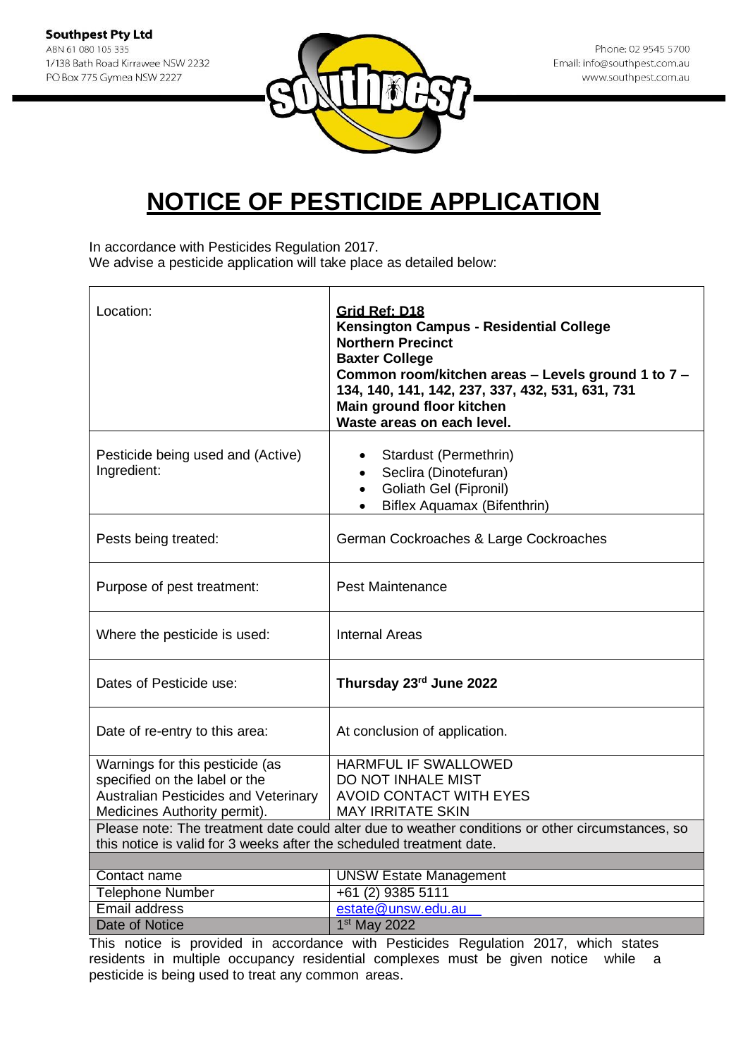**Southpest Pty Ltd**
ABN 61 080 105 335
1/138 Bath Road Kirrawee NSW 2232
PO Box 775 Gymea NSW 2227

Phone: 02 9545 5700
Email: info@southpest.com.au
www.southpest.com.au

# NOTICE OF PESTICIDE APPLICATION

In accordance with Pesticides Regulation 2017.
We advise a pesticide application will take place as detailed below:

| | |
|---|---|
| Location: | **Grid Ref: D18**<br>**Kensington Campus - Residential College**<br>**Northern Precinct**<br>**Baxter College**<br>**Common room/kitchen areas – Levels ground 1 to 7 – 134, 140, 141, 142, 237, 337, 432, 531, 631, 731**<br>**Main ground floor kitchen**<br>**Waste areas on each level.** |
| Pesticide being used and (Active) Ingredient: | • Stardust (Permethrin)<br>• Seclira (Dinotefuran)<br>• Goliath Gel (Fipronil)<br>• Biflex Aquamax (Bifenthrin) |
| Pests being treated: | German Cockroaches & Large Cockroaches |
| Purpose of pest treatment: | Pest Maintenance |
| Where the pesticide is used: | Internal Areas |
| Dates of Pesticide use: | **Thursday 23rd June 2022** |
| Date of re-entry to this area: | At conclusion of application. |
| Warnings for this pesticide (as specified on the label or the Australian Pesticides and Veterinary Medicines Authority permit). | HARMFUL IF SWALLOWED<br>DO NOT INHALE MIST<br>AVOID CONTACT WITH EYES<br>MAY IRRITATE SKIN |
| Please note: The treatment date could alter due to weather conditions or other circumstances, so this notice is valid for 3 weeks after the scheduled treatment date. | |
| | |
| Contact name | UNSW Estate Management |
| Telephone Number | +61 (2) 9385 5111 |
| Email address | estate@unsw.edu.au |
| Date of Notice | 1st May 2022 |

This notice is provided in accordance with Pesticides Regulation 2017, which states residents in multiple occupancy residential complexes must be given notice while a pesticide is being used to treat any common areas.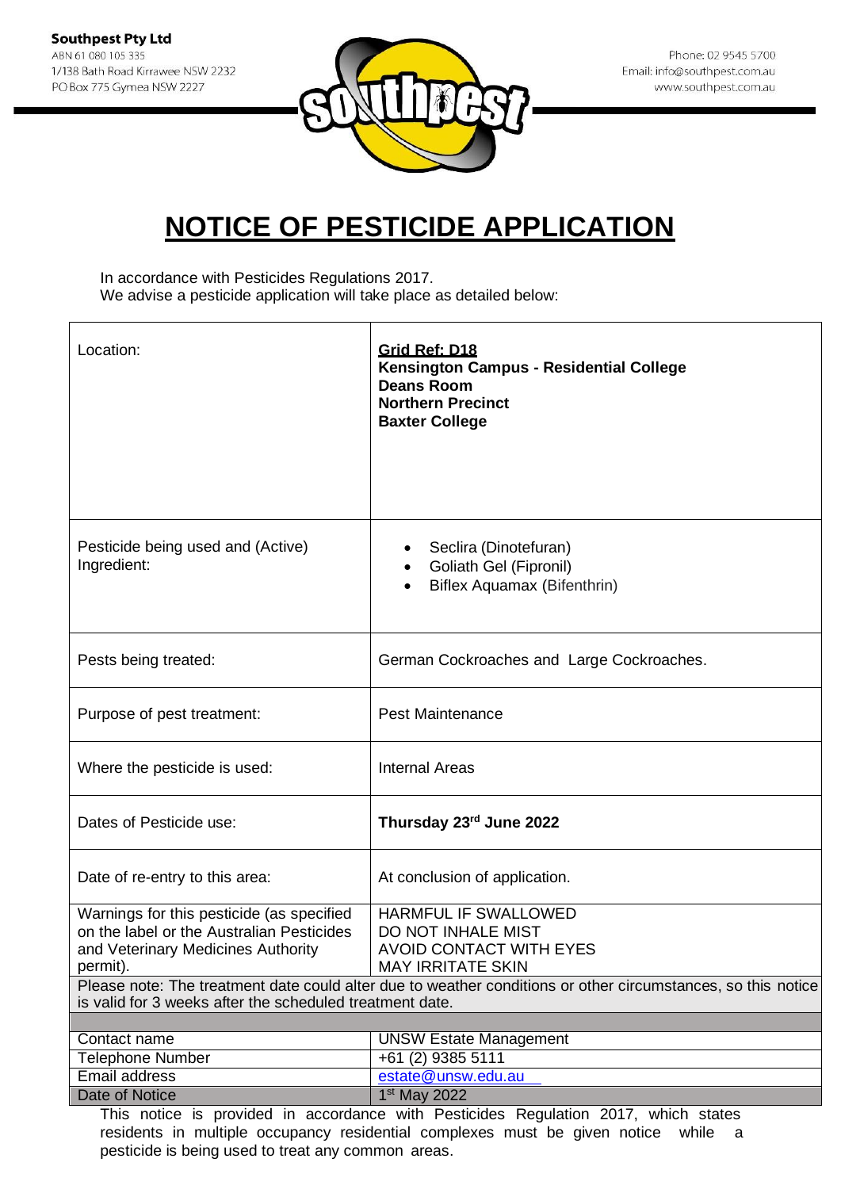**Southpest Pty Ltd**
ABN 61 080 105 335
1/138 Bath Road Kirrawee NSW 2232
PO Box 775 Gymea NSW 2227

Phone: 02 9545 5700
Email: info@southpest.com.au
www.southpest.com.au

# NOTICE OF PESTICIDE APPLICATION

In accordance with Pesticides Regulations 2017.
We advise a pesticide application will take place as detailed below:

| | |
|---|---|
| Location: | **Grid Ref: D18**<br>**Kensington Campus - Residential College**<br>**Deans Room**<br>**Northern Precinct**<br>**Baxter College** |
| Pesticide being used and (Active) Ingredient: | • Seclira (Dinotefuran)<br>• Goliath Gel (Fipronil)<br>• Biflex Aquamax (Bifenthrin) |
| Pests being treated: | German Cockroaches and Large Cockroaches. |
| Purpose of pest treatment: | Pest Maintenance |
| Where the pesticide is used: | Internal Areas |
| Dates of Pesticide use: | **Thursday 23rd June 2022** |
| Date of re-entry to this area: | At conclusion of application. |
| Warnings for this pesticide (as specified on the label or the Australian Pesticides and Veterinary Medicines Authority permit). | HARMFUL IF SWALLOWED<br>DO NOT INHALE MIST<br>AVOID CONTACT WITH EYES<br>MAY IRRITATE SKIN |
| Please note: The treatment date could alter due to weather conditions or other circumstances, so this notice is valid for 3 weeks after the scheduled treatment date. | |
| Contact name | UNSW Estate Management |
| Telephone Number | +61 (2) 9385 5111 |
| Email address | estate@unsw.edu.au |
| Date of Notice | 1st May 2022 |

This notice is provided in accordance with Pesticides Regulation 2017, which states residents in multiple occupancy residential complexes must be given notice while a pesticide is being used to treat any common areas.